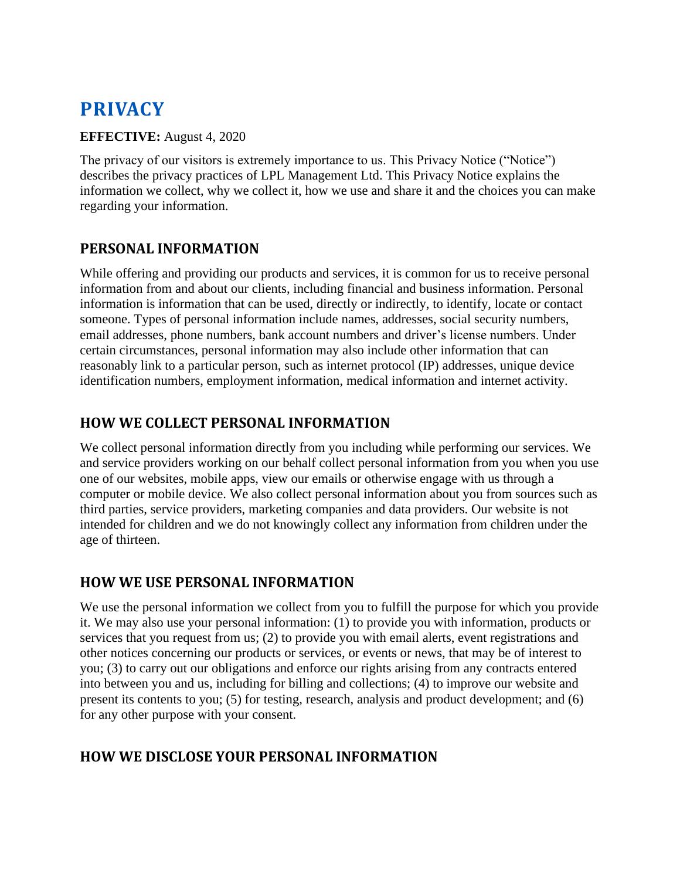# PRIVACY

**EFFECTIVE:** August 4, 2020

The privacy of our visitors is extremely importance to us. This Privacy Notice ("Notice") describes the privacy practices of LPL Management Ltd. This Privacy Notice explains the information we collect, why we collect it, how we use and share it and the choices you can make regarding your information.

## PERSONAL INFORMATION

While offering and providing our products and services, it is common for us to receive personal information from and about our clients, including financial and business information. Personal information is information that can be used, directly or indirectly, to identify, locate or contact someone. Types of personal information include names, addresses, social security numbers, email addresses, phone numbers, bank account numbers and driver's license numbers. Under certain circumstances, personal information may also include other information that can reasonably link to a particular person, such as internet protocol (IP) addresses, unique device identification numbers, employment information, medical information and internet activity.

## HOW WE COLLECT PERSONAL INFORMATION

We collect personal information directly from you including while performing our services. We and service providers working on our behalf collect personal information from you when you use one of our websites, mobile apps, view our emails or otherwise engage with us through a computer or mobile device. We also collect personal information about you from sources such as third parties, service providers, marketing companies and data providers. Our website is not intended for children and we do not knowingly collect any information from children under the age of thirteen.

## HOW WE USE PERSONAL INFORMATION

We use the personal information we collect from you to fulfill the purpose for which you provide it. We may also use your personal information: (1) to provide you with information, products or services that you request from us; (2) to provide you with email alerts, event registrations and other notices concerning our products or services, or events or news, that may be of interest to you; (3) to carry out our obligations and enforce our rights arising from any contracts entered into between you and us, including for billing and collections; (4) to improve our website and present its contents to you; (5) for testing, research, analysis and product development; and (6) for any other purpose with your consent.

## HOW WE DISCLOSE YOUR PERSONAL INFORMATION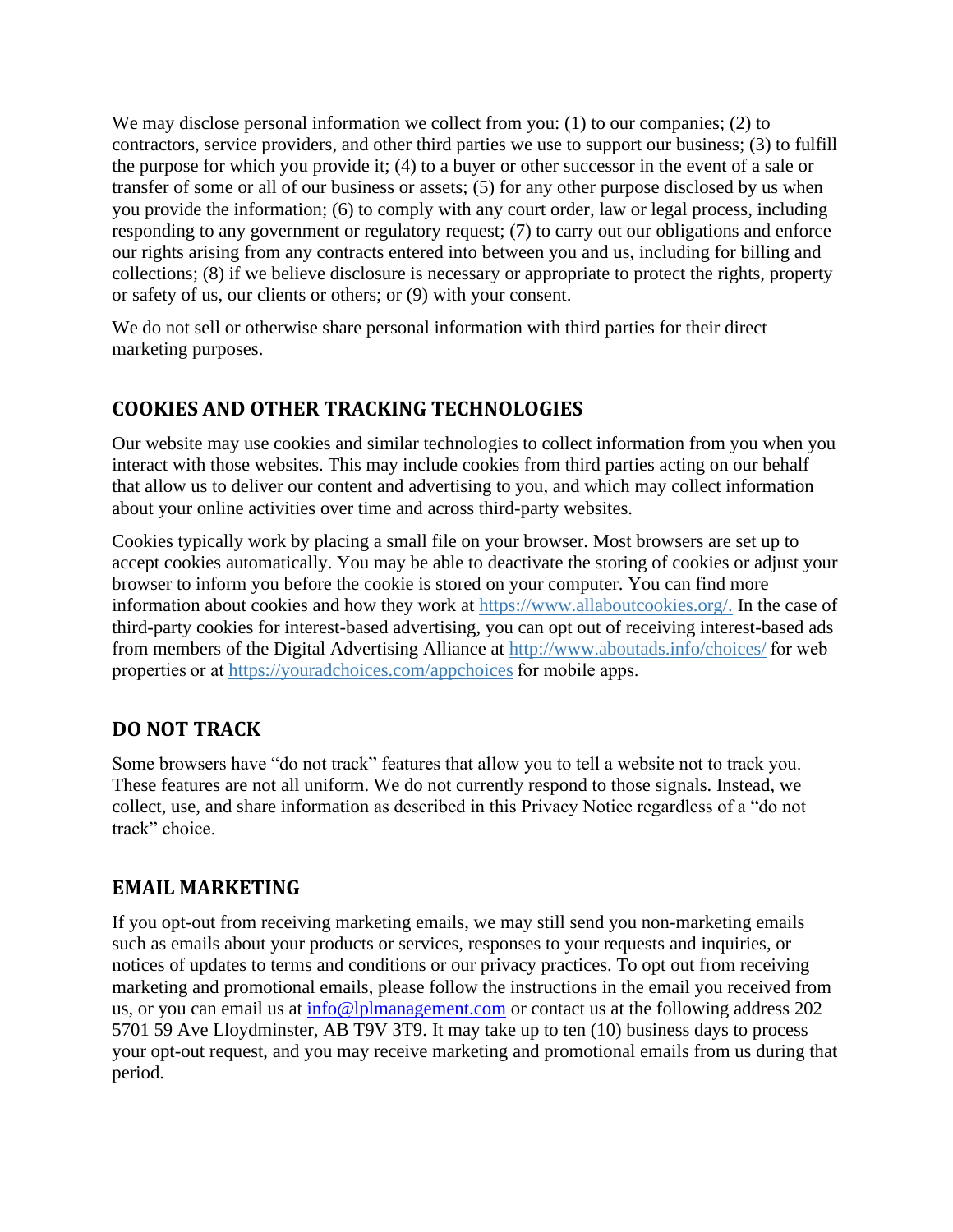We may disclose personal information we collect from you: (1) to our companies; (2) to contractors, service providers, and other third parties we use to support our business; (3) to fulfill the purpose for which you provide it; (4) to a buyer or other successor in the event of a sale or transfer of some or all of our business or assets; (5) for any other purpose disclosed by us when you provide the information; (6) to comply with any court order, law or legal process, including responding to any government or regulatory request; (7) to carry out our obligations and enforce our rights arising from any contracts entered into between you and us, including for billing and collections; (8) if we believe disclosure is necessary or appropriate to protect the rights, property or safety of us, our clients or others; or (9) with your consent.

We do not sell or otherwise share personal information with third parties for their direct marketing purposes.

## COOKIES AND OTHER TRACKING TECHNOLOGIES

Our website may use cookies and similar technologies to collect information from you when you interact with those websites. This may include cookies from third parties acting on our behalf that allow us to deliver our content and advertising to you, and which may collect information about your online activities over time and across third-party websites.

Cookies typically work by placing a small file on your browser. Most browsers are set up to accept cookies automatically. You may be able to deactivate the storing of cookies or adjust your browser to inform you before the cookie is stored on your computer. You can find more information about cookies and how they work at https://www.allaboutcookies.org/. In the case of third-party cookies for interest-based advertising, you can opt out of receiving interest-based ads from members of the Digital Advertising Alliance at http://www.aboutads.info/choices/ for web properties or at https://youradchoices.com/appchoices for mobile apps.

## DO NOT TRACK

Some browsers have "do not track" features that allow you to tell a website not to track you. These features are not all uniform. We do not currently respond to those signals. Instead, we collect, use, and share information as described in this Privacy Notice regardless of a "do not track" choice.

## EMAIL MARKETING

If you opt-out from receiving marketing emails, we may still send you non-marketing emails such as emails about your products or services, responses to your requests and inquiries, or notices of updates to terms and conditions or our privacy practices. To opt out from receiving marketing and promotional emails, please follow the instructions in the email you received from us, or you can email us at info@lplmanagement.com or contact us at the following address 202 5701 59 Ave Lloydminster, AB T9V 3T9. It may take up to ten (10) business days to process your opt-out request, and you may receive marketing and promotional emails from us during that period.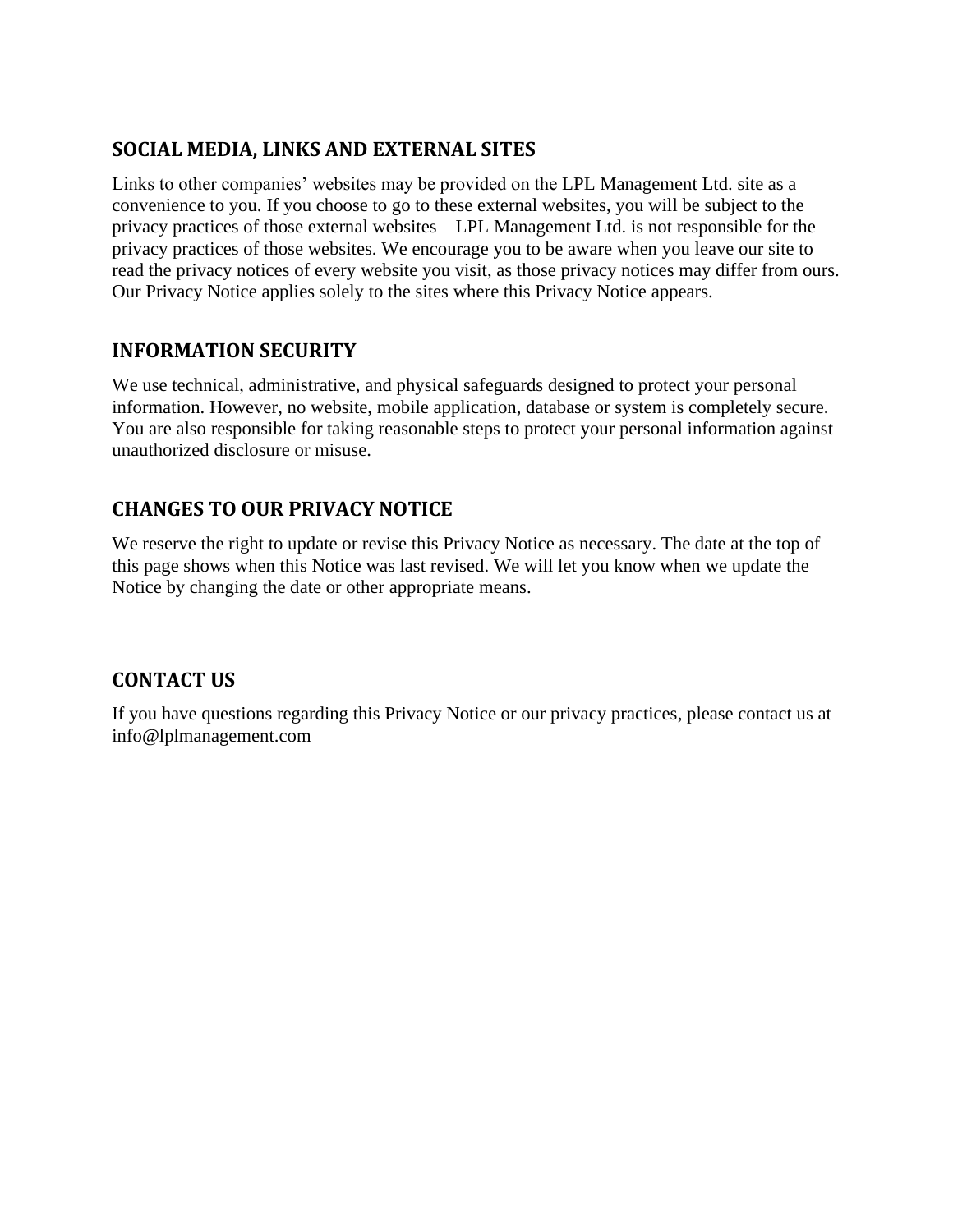## SOCIAL MEDIA, LINKS AND EXTERNAL SITES

Links to other companies' websites may be provided on the LPL Management Ltd. site as a convenience to you. If you choose to go to these external websites, you will be subject to the privacy practices of those external websites – LPL Management Ltd. is not responsible for the privacy practices of those websites. We encourage you to be aware when you leave our site to read the privacy notices of every website you visit, as those privacy notices may differ from ours. Our Privacy Notice applies solely to the sites where this Privacy Notice appears.

## INFORMATION SECURITY

We use technical, administrative, and physical safeguards designed to protect your personal information. However, no website, mobile application, database or system is completely secure. You are also responsible for taking reasonable steps to protect your personal information against unauthorized disclosure or misuse.

## CHANGES TO OUR PRIVACY NOTICE

We reserve the right to update or revise this Privacy Notice as necessary. The date at the top of this page shows when this Notice was last revised. We will let you know when we update the Notice by changing the date or other appropriate means.

## CONTACT US

If you have questions regarding this Privacy Notice or our privacy practices, please contact us at info@lplmanagement.com